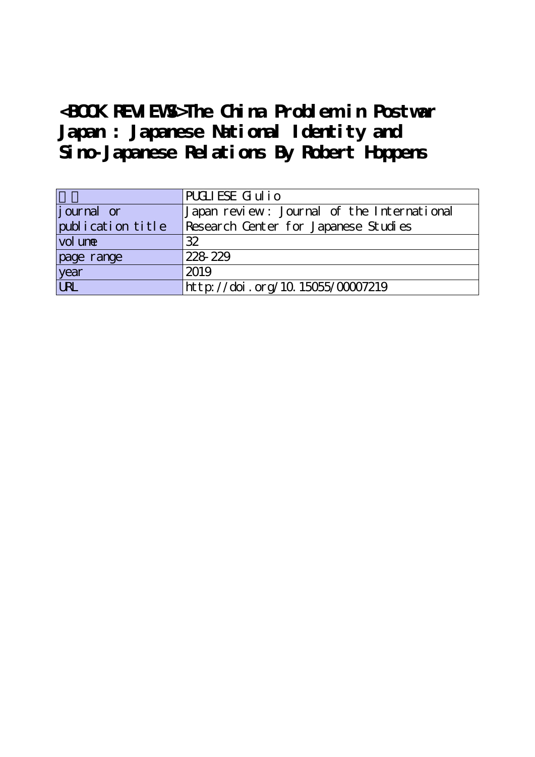# <BOOK REVIEWS>The China Problem in Postwar Japan : Japanese National Identity and Sino-Japanese Relations By Robert Hoppens

| | |
|---|---|
| 著者 | PUGLIESE Giulio |
| journal or publication title | Japan review : Journal of the International Research Center for Japanese Studies |
| volume | 32 |
| page range | 228-229 |
| year | 2019 |
| URL | http://doi.org/10.15055/00007219 |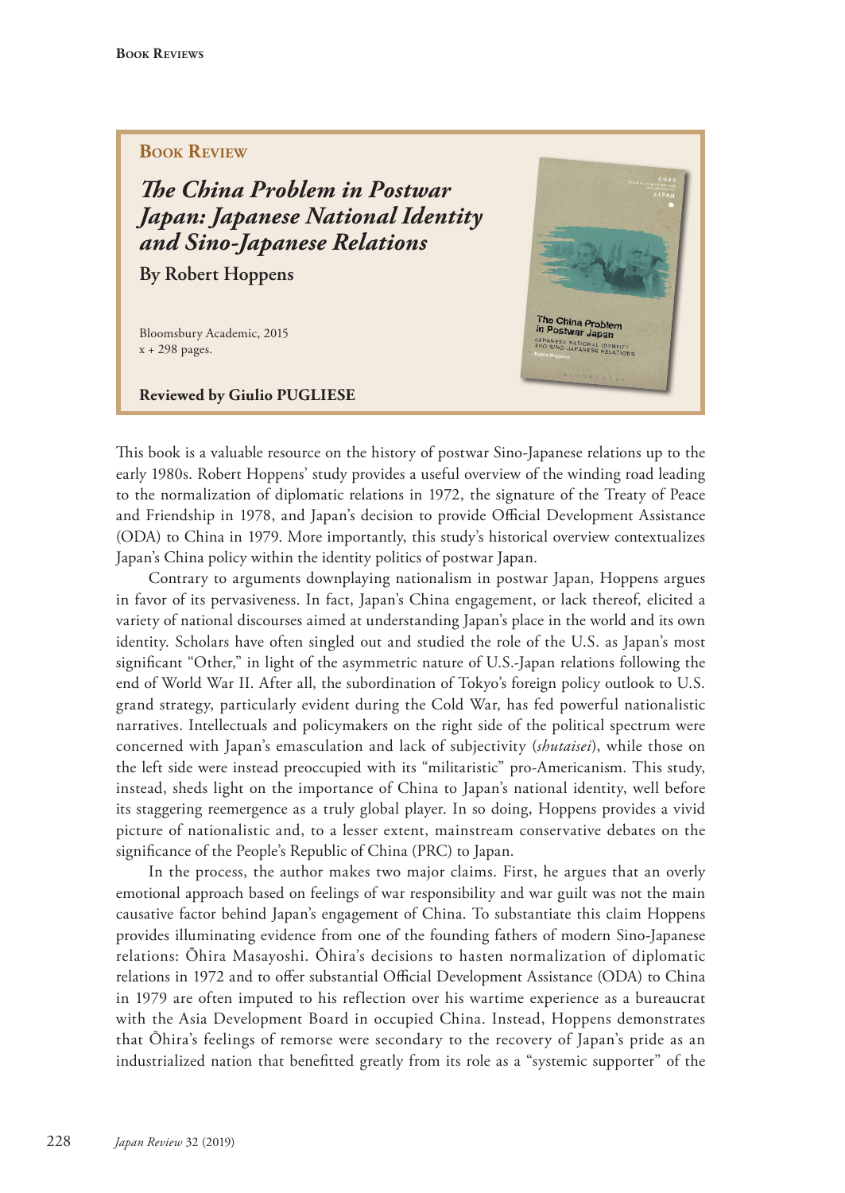Book Review

## *The China Problem in Postwar Japan: Japanese National Identity and Sino-Japanese Relations*

**By Robert Hoppens**

Bloomsbury Academic, 2015
x + 298 pages.

**Reviewed by Giulio PUGLIESE**

This book is a valuable resource on the history of postwar Sino-Japanese relations up to the early 1980s. Robert Hoppens' study provides a useful overview of the winding road leading to the normalization of diplomatic relations in 1972, the signature of the Treaty of Peace and Friendship in 1978, and Japan's decision to provide Official Development Assistance (ODA) to China in 1979. More importantly, this study's historical overview contextualizes Japan's China policy within the identity politics of postwar Japan.

Contrary to arguments downplaying nationalism in postwar Japan, Hoppens argues in favor of its pervasiveness. In fact, Japan's China engagement, or lack thereof, elicited a variety of national discourses aimed at understanding Japan's place in the world and its own identity. Scholars have often singled out and studied the role of the U.S. as Japan's most significant "Other," in light of the asymmetric nature of U.S.-Japan relations following the end of World War II. After all, the subordination of Tokyo's foreign policy outlook to U.S. grand strategy, particularly evident during the Cold War, has fed powerful nationalistic narratives. Intellectuals and policymakers on the right side of the political spectrum were concerned with Japan's emasculation and lack of subjectivity (*shutaisei*), while those on the left side were instead preoccupied with its "militaristic" pro-Americanism. This study, instead, sheds light on the importance of China to Japan's national identity, well before its staggering reemergence as a truly global player. In so doing, Hoppens provides a vivid picture of nationalistic and, to a lesser extent, mainstream conservative debates on the significance of the People's Republic of China (PRC) to Japan.

In the process, the author makes two major claims. First, he argues that an overly emotional approach based on feelings of war responsibility and war guilt was not the main causative factor behind Japan's engagement of China. To substantiate this claim Hoppens provides illuminating evidence from one of the founding fathers of modern Sino-Japanese relations: Ōhira Masayoshi. Ōhira's decisions to hasten normalization of diplomatic relations in 1972 and to offer substantial Official Development Assistance (ODA) to China in 1979 are often imputed to his reflection over his wartime experience as a bureaucrat with the Asia Development Board in occupied China. Instead, Hoppens demonstrates that Ōhira's feelings of remorse were secondary to the recovery of Japan's pride as an industrialized nation that benefitted greatly from its role as a "systemic supporter" of the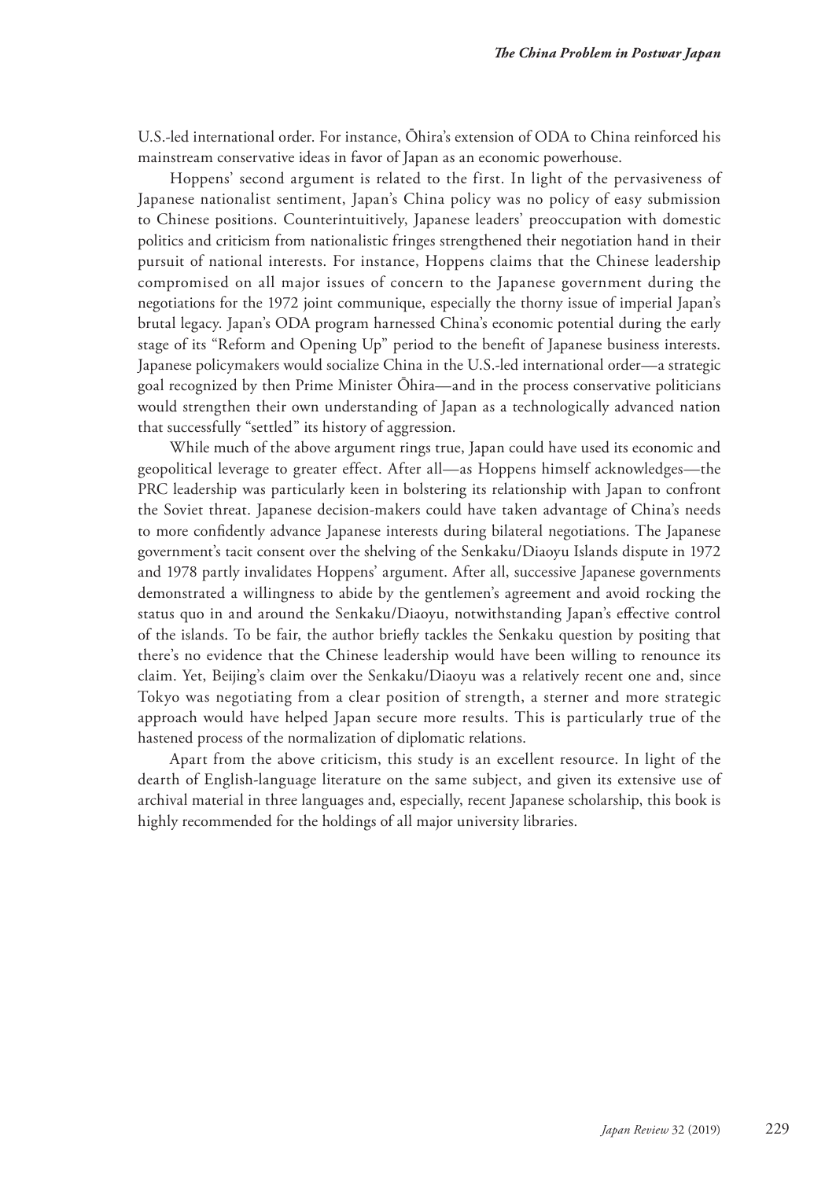U.S.-led international order. For instance, Ōhira's extension of ODA to China reinforced his mainstream conservative ideas in favor of Japan as an economic powerhouse.

Hoppens' second argument is related to the first. In light of the pervasiveness of Japanese nationalist sentiment, Japan's China policy was no policy of easy submission to Chinese positions. Counterintuitively, Japanese leaders' preoccupation with domestic politics and criticism from nationalistic fringes strengthened their negotiation hand in their pursuit of national interests. For instance, Hoppens claims that the Chinese leadership compromised on all major issues of concern to the Japanese government during the negotiations for the 1972 joint communique, especially the thorny issue of imperial Japan's brutal legacy. Japan's ODA program harnessed China's economic potential during the early stage of its "Reform and Opening Up" period to the benefit of Japanese business interests. Japanese policymakers would socialize China in the U.S.-led international order—a strategic goal recognized by then Prime Minister Ōhira—and in the process conservative politicians would strengthen their own understanding of Japan as a technologically advanced nation that successfully "settled" its history of aggression.

While much of the above argument rings true, Japan could have used its economic and geopolitical leverage to greater effect. After all—as Hoppens himself acknowledges—the PRC leadership was particularly keen in bolstering its relationship with Japan to confront the Soviet threat. Japanese decision-makers could have taken advantage of China's needs to more confidently advance Japanese interests during bilateral negotiations. The Japanese government's tacit consent over the shelving of the Senkaku/Diaoyu Islands dispute in 1972 and 1978 partly invalidates Hoppens' argument. After all, successive Japanese governments demonstrated a willingness to abide by the gentlemen's agreement and avoid rocking the status quo in and around the Senkaku/Diaoyu, notwithstanding Japan's effective control of the islands. To be fair, the author briefly tackles the Senkaku question by positing that there's no evidence that the Chinese leadership would have been willing to renounce its claim. Yet, Beijing's claim over the Senkaku/Diaoyu was a relatively recent one and, since Tokyo was negotiating from a clear position of strength, a sterner and more strategic approach would have helped Japan secure more results. This is particularly true of the hastened process of the normalization of diplomatic relations.

Apart from the above criticism, this study is an excellent resource. In light of the dearth of English-language literature on the same subject, and given its extensive use of archival material in three languages and, especially, recent Japanese scholarship, this book is highly recommended for the holdings of all major university libraries.